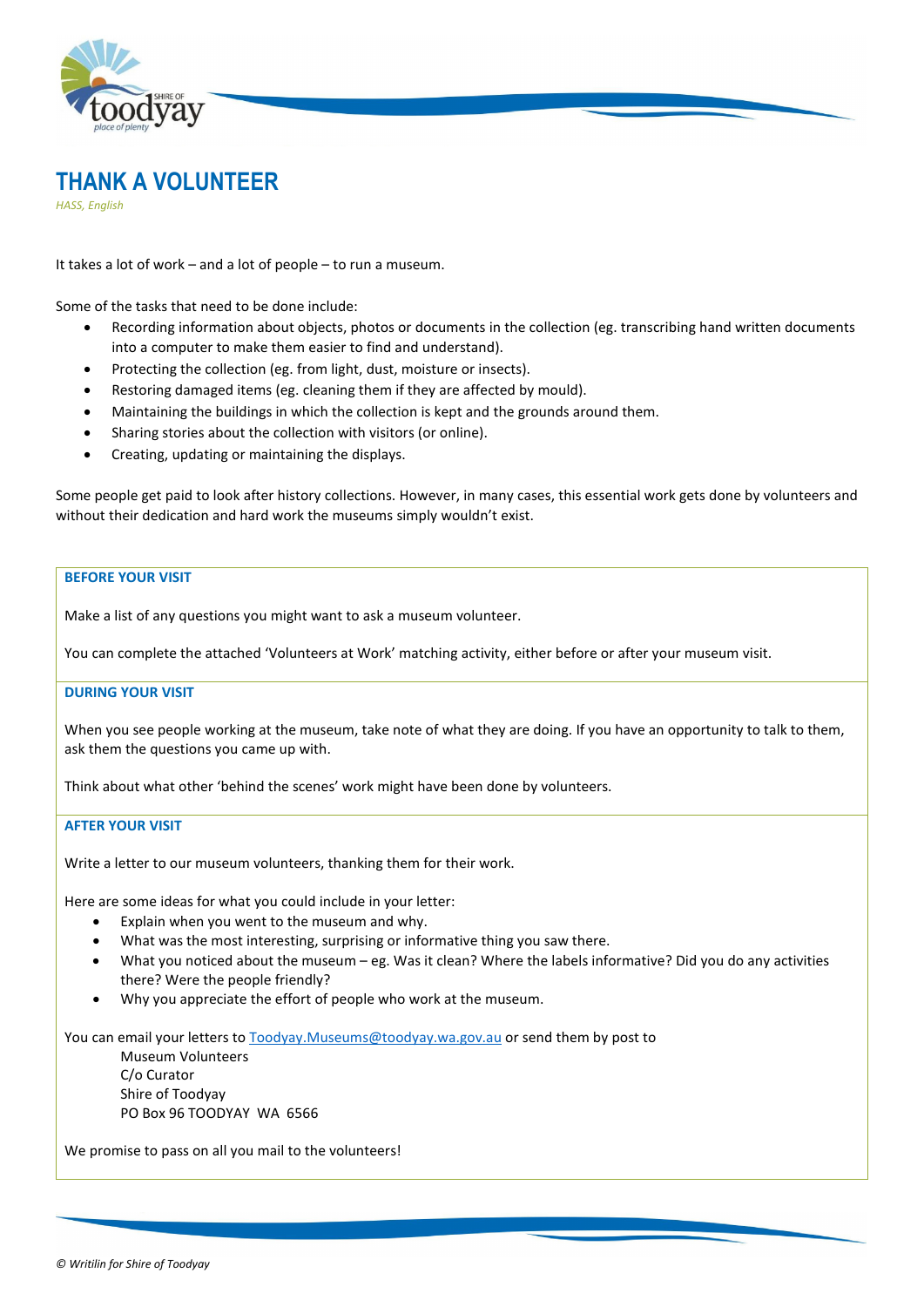# THANK A VOLUNTEER

*HASS, English*

It takes a lot of work – and a lot of people – to run a museum.

Some of the tasks that need to be done include:

- Recording information about objects, photos or documents in the collection (eg. transcribing hand written documents into a computer to make them easier to find and understand).
- Protecting the collection (eg. from light, dust, moisture or insects).
- Restoring damaged items (eg. cleaning them if they are affected by mould).
- Maintaining the buildings in which the collection is kept and the grounds around them.
- Sharing stories about the collection with visitors (or online).
- Creating, updating or maintaining the displays.

Some people get paid to look after history collections. However, in many cases, this essential work gets done by volunteers and without their dedication and hard work the museums simply wouldn't exist.

## BEFORE YOUR VISIT

Make a list of any questions you might want to ask a museum volunteer.

You can complete the attached 'Volunteers at Work' matching activity, either before or after your museum visit.

## DURING YOUR VISIT

When you see people working at the museum, take note of what they are doing. If you have an opportunity to talk to them, ask them the questions you came up with.

Think about what other 'behind the scenes' work might have been done by volunteers.

## AFTER YOUR VISIT

Write a letter to our museum volunteers, thanking them for their work.

Here are some ideas for what you could include in your letter:

- Explain when you went to the museum and why.
- What was the most interesting, surprising or informative thing you saw there.
- What you noticed about the museum – eg. Was it clean? Where the labels informative? Did you do any activities there? Were the people friendly?
- Why you appreciate the effort of people who work at the museum.

You can email your letters to Toodyay.Museums@toodyay.wa.gov.au or send them by post to

Museum Volunteers
C/o Curator
Shire of Toodyay
PO Box 96 TOODYAY WA 6566

We promise to pass on all you mail to the volunteers!

*© Writilin for Shire of Toodyay*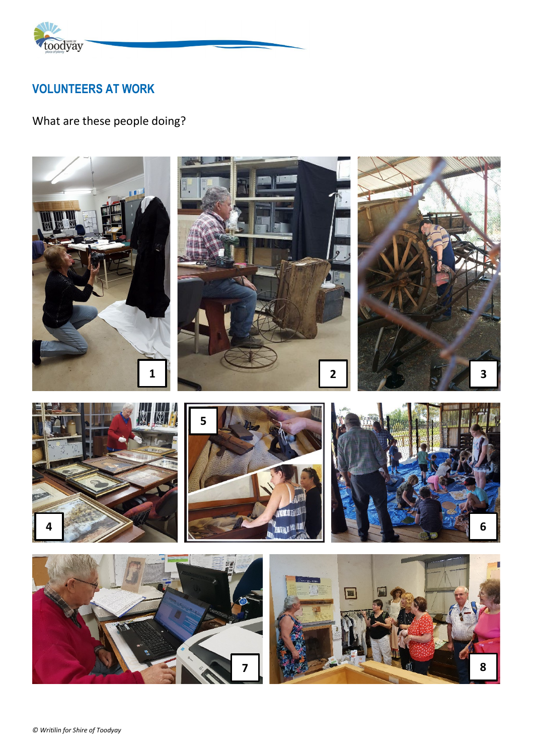## VOLUNTEERS AT WORK

What are these people doing?

© Writilin for Shire of Toodyay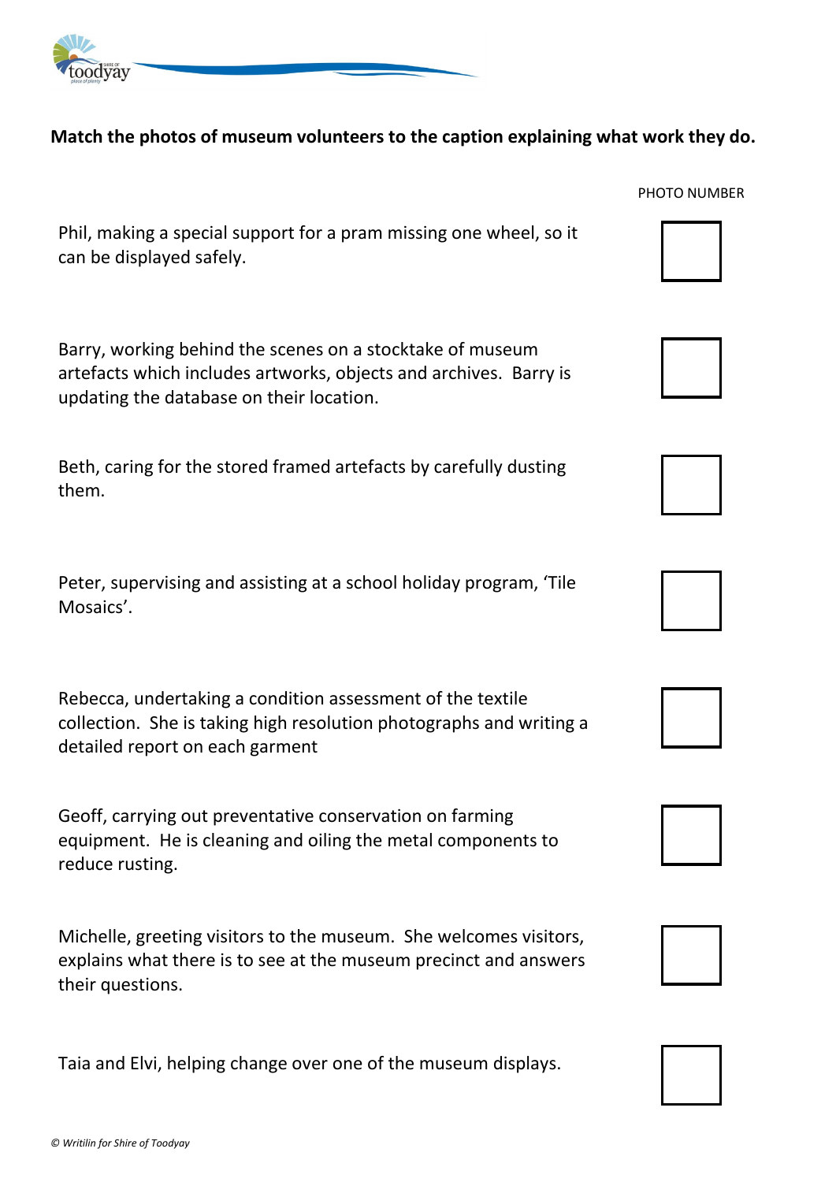**Match the photos of museum volunteers to the caption explaining what work they do.**

| | PHOTO NUMBER |
|---|---|
| Phil, making a special support for a pram missing one wheel, so it can be displayed safely. | |
| Barry, working behind the scenes on a stocktake of museum artefacts which includes artworks, objects and archives. Barry is updating the database on their location. | |
| Beth, caring for the stored framed artefacts by carefully dusting them. | |
| Peter, supervising and assisting at a school holiday program, 'Tile Mosaics'. | |
| Rebecca, undertaking a condition assessment of the textile collection. She is taking high resolution photographs and writing a detailed report on each garment | |
| Geoff, carrying out preventative conservation on farming equipment. He is cleaning and oiling the metal components to reduce rusting. | |
| Michelle, greeting visitors to the museum. She welcomes visitors, explains what there is to see at the museum precinct and answers their questions. | |
| Taia and Elvi, helping change over one of the museum displays. | |

*© Writilin for Shire of Toodyay*